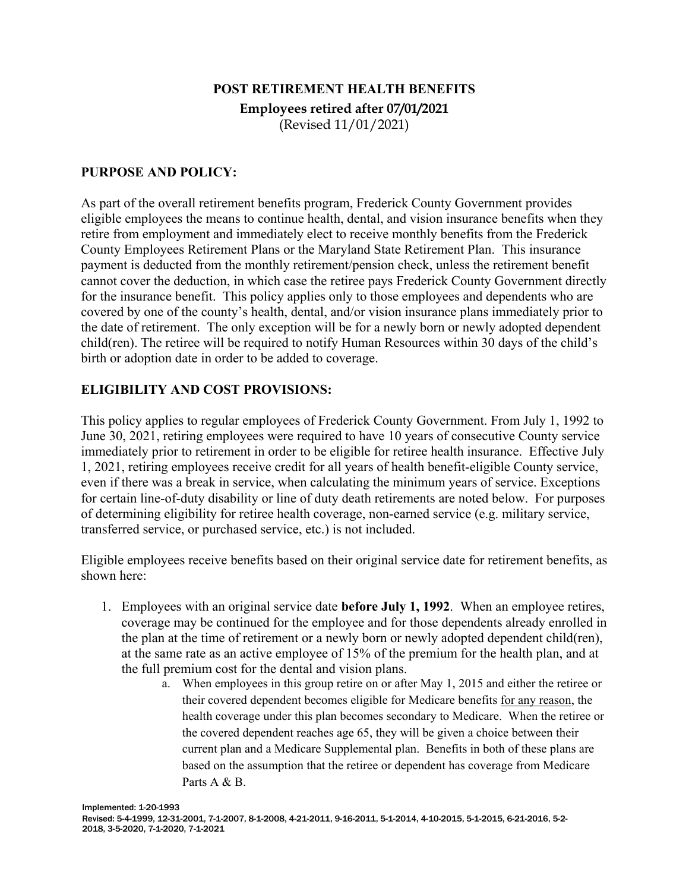# POST RETIREMENT HEALTH BENEFITS

**Employees retired after 07/01/2021**
(Revised 11/01/2021)

## PURPOSE AND POLICY:

As part of the overall retirement benefits program, Frederick County Government provides eligible employees the means to continue health, dental, and vision insurance benefits when they retire from employment and immediately elect to receive monthly benefits from the Frederick County Employees Retirement Plans or the Maryland State Retirement Plan. This insurance payment is deducted from the monthly retirement/pension check, unless the retirement benefit cannot cover the deduction, in which case the retiree pays Frederick County Government directly for the insurance benefit. This policy applies only to those employees and dependents who are covered by one of the county's health, dental, and/or vision insurance plans immediately prior to the date of retirement. The only exception will be for a newly born or newly adopted dependent child(ren). The retiree will be required to notify Human Resources within 30 days of the child's birth or adoption date in order to be added to coverage.

## ELIGIBILITY AND COST PROVISIONS:

This policy applies to regular employees of Frederick County Government. From July 1, 1992 to June 30, 2021, retiring employees were required to have 10 years of consecutive County service immediately prior to retirement in order to be eligible for retiree health insurance. Effective July 1, 2021, retiring employees receive credit for all years of health benefit-eligible County service, even if there was a break in service, when calculating the minimum years of service. Exceptions for certain line-of-duty disability or line of duty death retirements are noted below. For purposes of determining eligibility for retiree health coverage, non-earned service (e.g. military service, transferred service, or purchased service, etc.) is not included.

Eligible employees receive benefits based on their original service date for retirement benefits, as shown here:

1. Employees with an original service date **before July 1, 1992**. When an employee retires, coverage may be continued for the employee and for those dependents already enrolled in the plan at the time of retirement or a newly born or newly adopted dependent child(ren), at the same rate as an active employee of 15% of the premium for the health plan, and at the full premium cost for the dental and vision plans.
   a. When employees in this group retire on or after May 1, 2015 and either the retiree or their covered dependent becomes eligible for Medicare benefits <u>for any reason</u>, the health coverage under this plan becomes secondary to Medicare. When the retiree or the covered dependent reaches age 65, they will be given a choice between their current plan and a Medicare Supplemental plan. Benefits in both of these plans are based on the assumption that the retiree or dependent has coverage from Medicare Parts A & B.

Implemented: 1-20-1993
Revised: 5-4-1999, 12-31-2001, 7-1-2007, 8-1-2008, 4-21-2011, 9-16-2011, 5-1-2014, 4-10-2015, 5-1-2015, 6-21-2016, 5-2-2018, 3-5-2020, 7-1-2020, 7-1-2021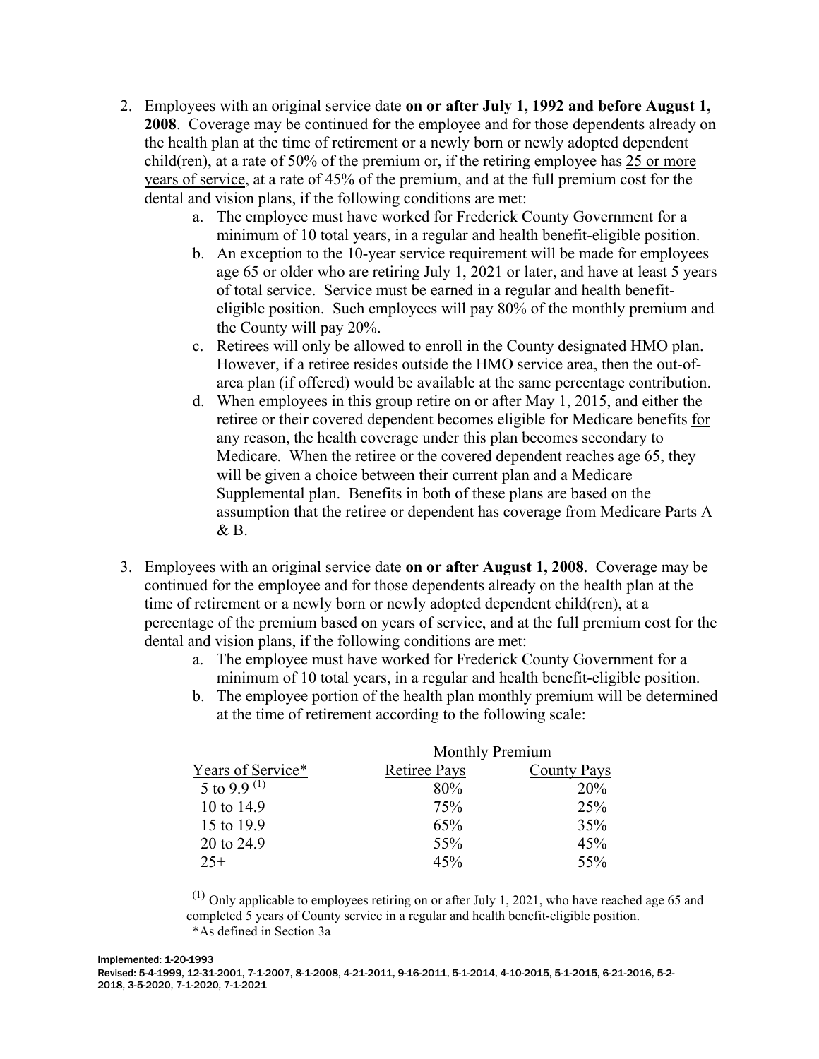2. Employees with an original service date **on or after July 1, 1992 and before August 1, 2008**. Coverage may be continued for the employee and for those dependents already on the health plan at the time of retirement or a newly born or newly adopted dependent child(ren), at a rate of 50% of the premium or, if the retiring employee has 25 or more years of service, at a rate of 45% of the premium, and at the full premium cost for the dental and vision plans, if the following conditions are met:
    a. The employee must have worked for Frederick County Government for a minimum of 10 total years, in a regular and health benefit-eligible position.
    b. An exception to the 10-year service requirement will be made for employees age 65 or older who are retiring July 1, 2021 or later, and have at least 5 years of total service. Service must be earned in a regular and health benefit-eligible position. Such employees will pay 80% of the monthly premium and the County will pay 20%.
    c. Retirees will only be allowed to enroll in the County designated HMO plan. However, if a retiree resides outside the HMO service area, then the out-of-area plan (if offered) would be available at the same percentage contribution.
    d. When employees in this group retire on or after May 1, 2015, and either the retiree or their covered dependent becomes eligible for Medicare benefits for any reason, the health coverage under this plan becomes secondary to Medicare. When the retiree or the covered dependent reaches age 65, they will be given a choice between their current plan and a Medicare Supplemental plan. Benefits in both of these plans are based on the assumption that the retiree or dependent has coverage from Medicare Parts A & B.

3. Employees with an original service date **on or after August 1, 2008**. Coverage may be continued for the employee and for those dependents already on the health plan at the time of retirement or a newly born or newly adopted dependent child(ren), at a percentage of the premium based on years of service, and at the full premium cost for the dental and vision plans, if the following conditions are met:
    a. The employee must have worked for Frederick County Government for a minimum of 10 total years, in a regular and health benefit-eligible position.
    b. The employee portion of the health plan monthly premium will be determined at the time of retirement according to the following scale:

| | Monthly Premium | |
|---|---|---|
| Years of Service* | Retiree Pays | County Pays |
| 5 to 9.9 [(1)] | 80% | 20% |
| 10 to 14.9 | 75% | 25% |
| 15 to 19.9 | 65% | 35% |
| 20 to 24.9 | 55% | 45% |
| 25+ | 45% | 55% |

[(1)] Only applicable to employees retiring on or after July 1, 2021, who have reached age 65 and completed 5 years of County service in a regular and health benefit-eligible position.
*As defined in Section 3a

Implemented: 1-20-1993
Revised: 5-4-1999, 12-31-2001, 7-1-2007, 8-1-2008, 4-21-2011, 9-16-2011, 5-1-2014, 4-10-2015, 5-1-2015, 6-21-2016, 5-2-2018, 3-5-2020, 7-1-2020, 7-1-2021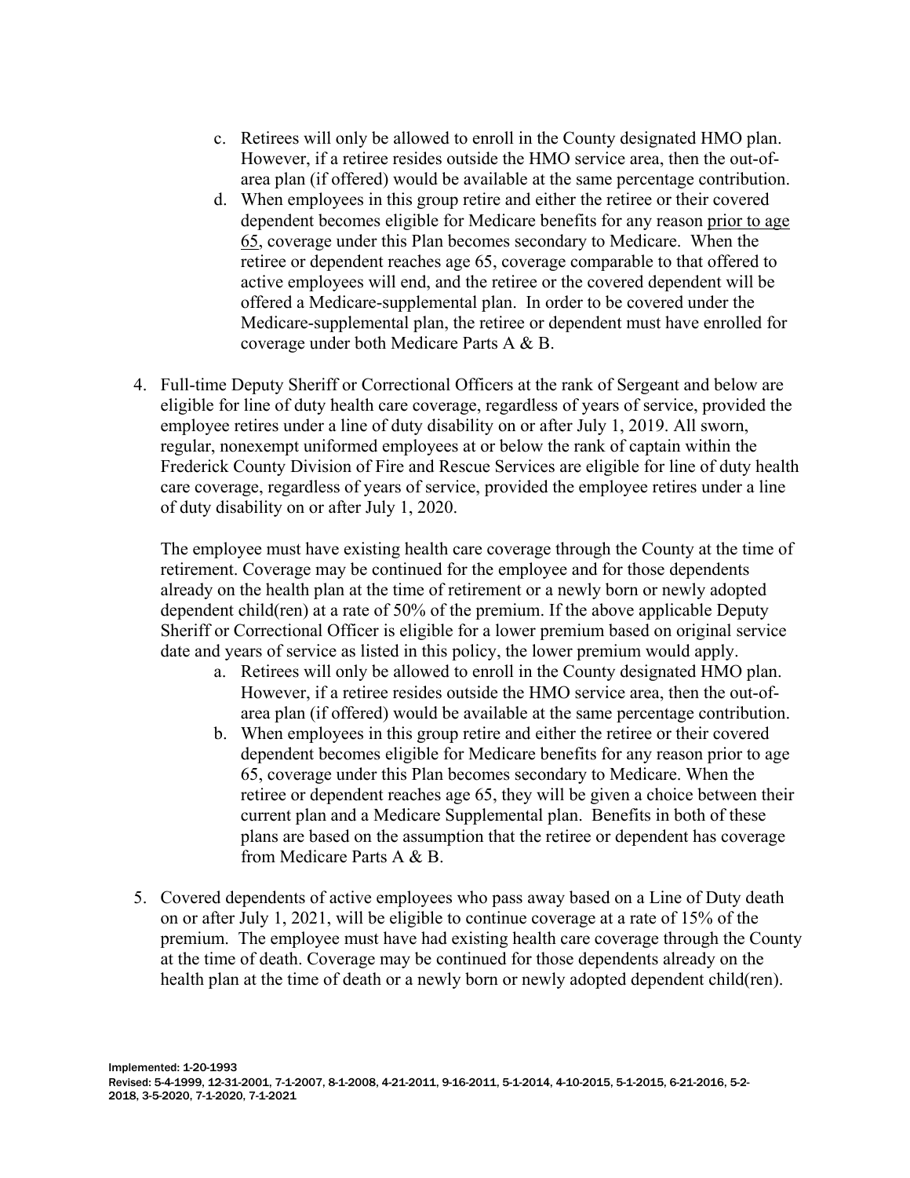c. Retirees will only be allowed to enroll in the County designated HMO plan. However, if a retiree resides outside the HMO service area, then the out-of-area plan (if offered) would be available at the same percentage contribution.
d. When employees in this group retire and either the retiree or their covered dependent becomes eligible for Medicare benefits for any reason prior to age 65, coverage under this Plan becomes secondary to Medicare. When the retiree or dependent reaches age 65, coverage comparable to that offered to active employees will end, and the retiree or the covered dependent will be offered a Medicare-supplemental plan. In order to be covered under the Medicare-supplemental plan, the retiree or dependent must have enrolled for coverage under both Medicare Parts A & B.

4. Full-time Deputy Sheriff or Correctional Officers at the rank of Sergeant and below are eligible for line of duty health care coverage, regardless of years of service, provided the employee retires under a line of duty disability on or after July 1, 2019. All sworn, regular, nonexempt uniformed employees at or below the rank of captain within the Frederick County Division of Fire and Rescue Services are eligible for line of duty health care coverage, regardless of years of service, provided the employee retires under a line of duty disability on or after July 1, 2020.

   The employee must have existing health care coverage through the County at the time of retirement. Coverage may be continued for the employee and for those dependents already on the health plan at the time of retirement or a newly born or newly adopted dependent child(ren) at a rate of 50% of the premium. If the above applicable Deputy Sheriff or Correctional Officer is eligible for a lower premium based on original service date and years of service as listed in this policy, the lower premium would apply.

   a. Retirees will only be allowed to enroll in the County designated HMO plan. However, if a retiree resides outside the HMO service area, then the out-of-area plan (if offered) would be available at the same percentage contribution.
   b. When employees in this group retire and either the retiree or their covered dependent becomes eligible for Medicare benefits for any reason prior to age 65, coverage under this Plan becomes secondary to Medicare. When the retiree or dependent reaches age 65, they will be given a choice between their current plan and a Medicare Supplemental plan. Benefits in both of these plans are based on the assumption that the retiree or dependent has coverage from Medicare Parts A & B.

5. Covered dependents of active employees who pass away based on a Line of Duty death on or after July 1, 2021, will be eligible to continue coverage at a rate of 15% of the premium. The employee must have had existing health care coverage through the County at the time of death. Coverage may be continued for those dependents already on the health plan at the time of death or a newly born or newly adopted dependent child(ren).

Implemented: 1-20-1993
Revised: 5-4-1999, 12-31-2001, 7-1-2007, 8-1-2008, 4-21-2011, 9-16-2011, 5-1-2014, 4-10-2015, 5-1-2015, 6-21-2016, 5-2-2018, 3-5-2020, 7-1-2020, 7-1-2021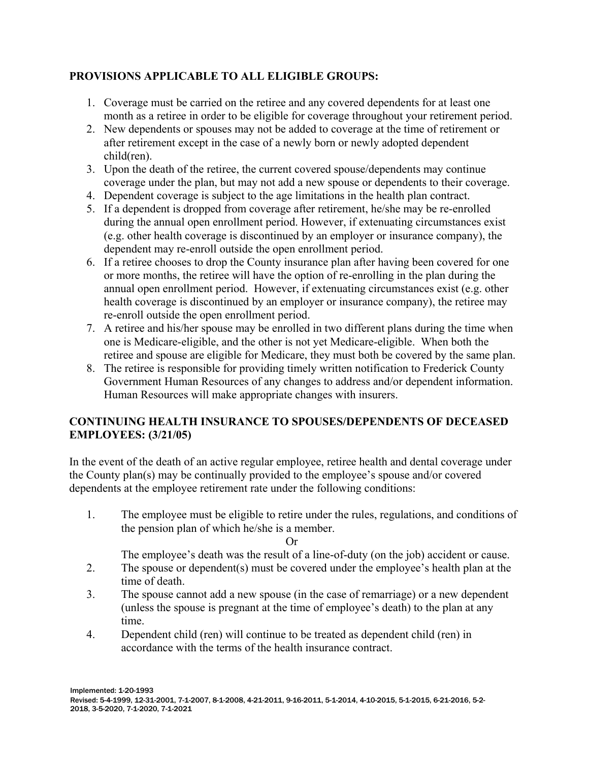## PROVISIONS APPLICABLE TO ALL ELIGIBLE GROUPS:

1. Coverage must be carried on the retiree and any covered dependents for at least one month as a retiree in order to be eligible for coverage throughout your retirement period.
2. New dependents or spouses may not be added to coverage at the time of retirement or after retirement except in the case of a newly born or newly adopted dependent child(ren).
3. Upon the death of the retiree, the current covered spouse/dependents may continue coverage under the plan, but may not add a new spouse or dependents to their coverage.
4. Dependent coverage is subject to the age limitations in the health plan contract.
5. If a dependent is dropped from coverage after retirement, he/she may be re-enrolled during the annual open enrollment period. However, if extenuating circumstances exist (e.g. other health coverage is discontinued by an employer or insurance company), the dependent may re-enroll outside the open enrollment period.
6. If a retiree chooses to drop the County insurance plan after having been covered for one or more months, the retiree will have the option of re-enrolling in the plan during the annual open enrollment period. However, if extenuating circumstances exist (e.g. other health coverage is discontinued by an employer or insurance company), the retiree may re-enroll outside the open enrollment period.
7. A retiree and his/her spouse may be enrolled in two different plans during the time when one is Medicare-eligible, and the other is not yet Medicare-eligible. When both the retiree and spouse are eligible for Medicare, they must both be covered by the same plan.
8. The retiree is responsible for providing timely written notification to Frederick County Government Human Resources of any changes to address and/or dependent information. Human Resources will make appropriate changes with insurers.

## CONTINUING HEALTH INSURANCE TO SPOUSES/DEPENDENTS OF DECEASED EMPLOYEES: (3/21/05)

In the event of the death of an active regular employee, retiree health and dental coverage under the County plan(s) may be continually provided to the employee's spouse and/or covered dependents at the employee retirement rate under the following conditions:

1. The employee must be eligible to retire under the rules, regulations, and conditions of the pension plan of which he/she is a member.

   Or

   The employee's death was the result of a line-of-duty (on the job) accident or cause.
2. The spouse or dependent(s) must be covered under the employee's health plan at the time of death.
3. The spouse cannot add a new spouse (in the case of remarriage) or a new dependent (unless the spouse is pregnant at the time of employee's death) to the plan at any time.
4. Dependent child (ren) will continue to be treated as dependent child (ren) in accordance with the terms of the health insurance contract.

Implemented: 1-20-1993
Revised: 5-4-1999, 12-31-2001, 7-1-2007, 8-1-2008, 4-21-2011, 9-16-2011, 5-1-2014, 4-10-2015, 5-1-2015, 6-21-2016, 5-2-2018, 3-5-2020, 7-1-2020, 7-1-2021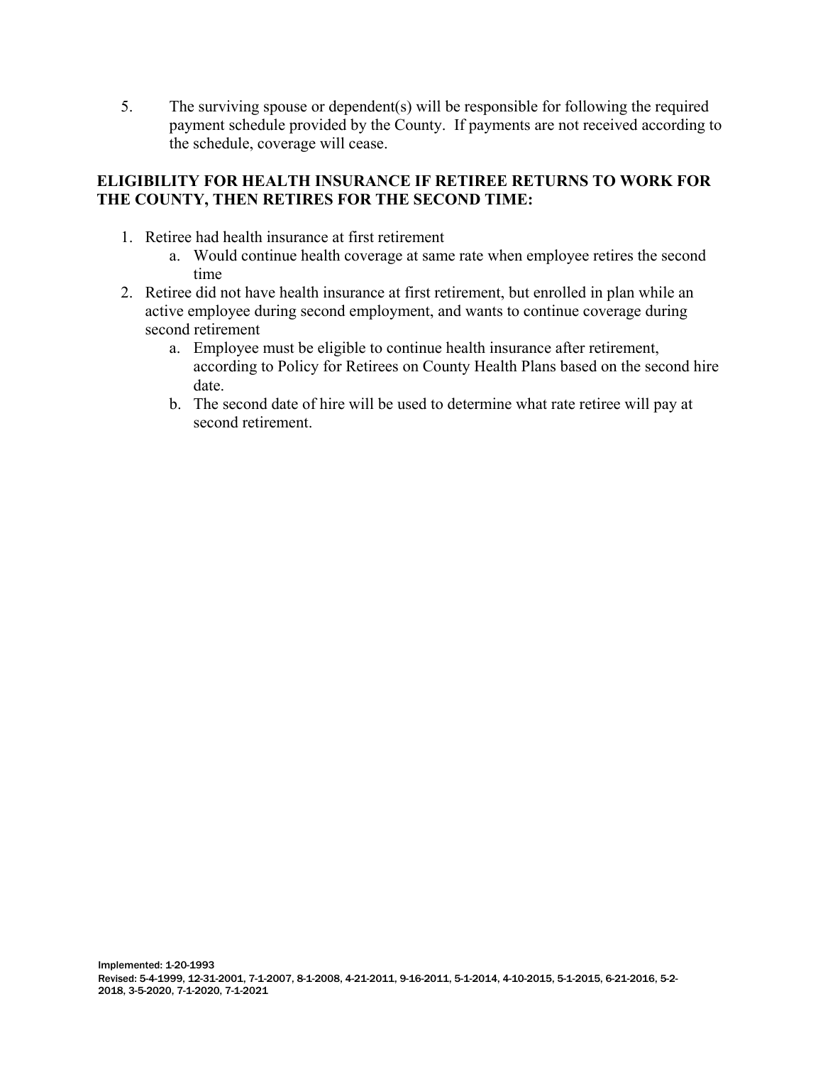5. The surviving spouse or dependent(s) will be responsible for following the required payment schedule provided by the County. If payments are not received according to the schedule, coverage will cease.

**ELIGIBILITY FOR HEALTH INSURANCE IF RETIREE RETURNS TO WORK FOR THE COUNTY, THEN RETIRES FOR THE SECOND TIME:**

1. Retiree had health insurance at first retirement
    a. Would continue health coverage at same rate when employee retires the second time
2. Retiree did not have health insurance at first retirement, but enrolled in plan while an active employee during second employment, and wants to continue coverage during second retirement
    a. Employee must be eligible to continue health insurance after retirement, according to Policy for Retirees on County Health Plans based on the second hire date.
    b. The second date of hire will be used to determine what rate retiree will pay at second retirement.